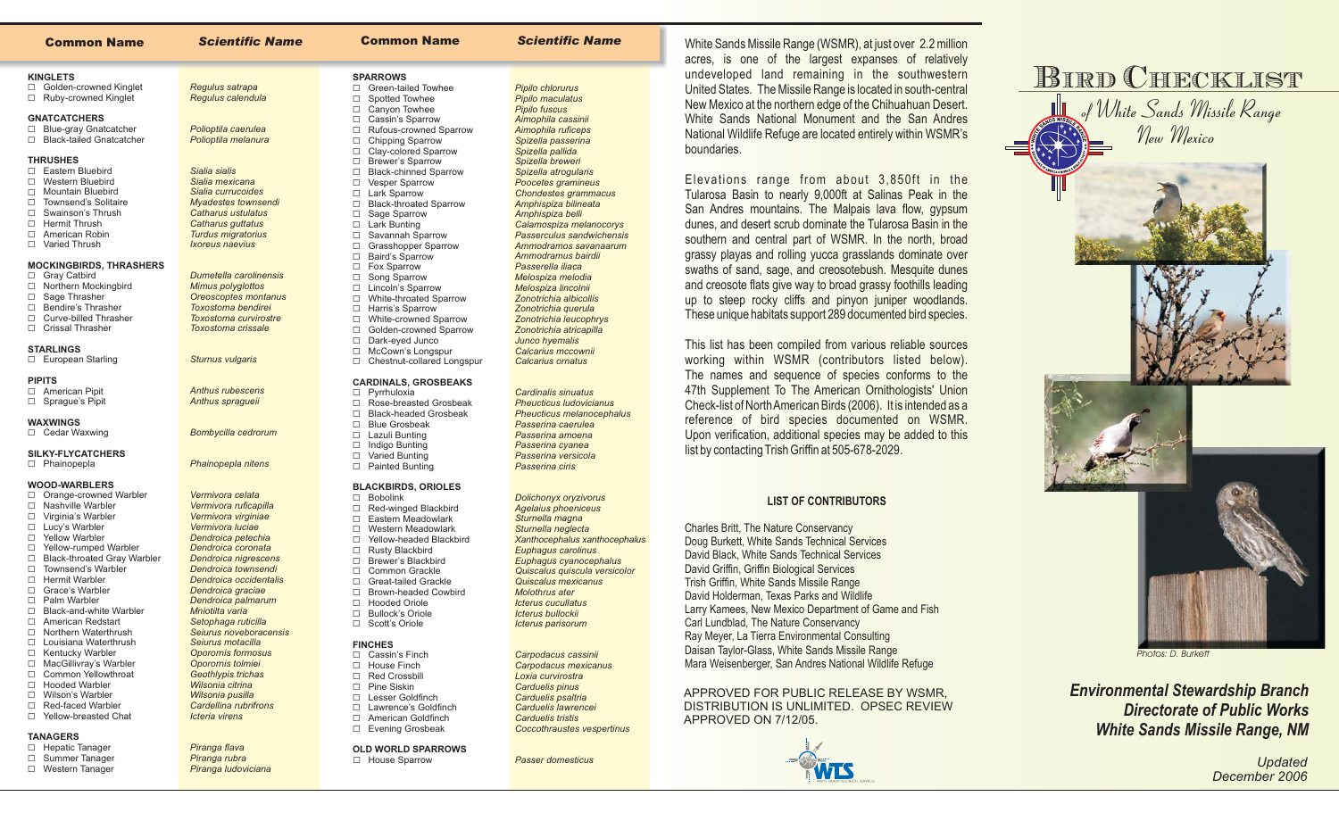| Common Name | Scientific Name |
|---|---|
| **KINGLETS** | |
| ☐ Golden-crowned Kinglet | *Regulus satrapa* |
| ☐ Ruby-crowned Kinglet | *Regulus calendula* |
| **GNATCATCHERS** | |
| ☐ Blue-gray Gnatcatcher | *Polioptila caerulea* |
| ☐ Black-tailed Gnatcatcher | *Polioptila melanura* |
| **THRUSHES** | |
| ☐ Eastern Bluebird | *Sialia sialis* |
| ☐ Western Bluebird | *Sialia mexicana* |
| ☐ Mountain Bluebird | *Sialia currucoides* |
| ☐ Townsend's Solitaire | *Myadestes townsendi* |
| ☐ Swainson's Thrush | *Catharus ustulatus* |
| ☐ Hermit Thrush | *Catharus guttatus* |
| ☐ American Robin | *Turdus migratorius* |
| ☐ Varied Thrush | *Ixoreus naevius* |
| **MOCKINGBIRDS, THRASHERS** | |
| ☐ Gray Catbird | *Dumetella carolinensis* |
| ☐ Northern Mockingbird | *Mimus polyglottos* |
| ☐ Sage Thrasher | *Oreoscoptes montanus* |
| ☐ Bendire's Thrasher | *Toxostoma bendirei* |
| ☐ Curve-billed Thrasher | *Toxostoma curvirostre* |
| ☐ Crissal Thrasher | *Toxostoma crissale* |
| **STARLINGS** | |
| ☐ European Starling | *Sturnus vulgaris* |
| **PIPITS** | |
| ☐ American Pipit | *Anthus rubescens* |
| ☐ Sprague's Pipit | *Anthus spragueii* |
| **WAXWINGS** | |
| ☐ Cedar Waxwing | *Bombycilla cedrorum* |
| **SILKY-FLYCATCHERS** | |
| ☐ Phainopepla | *Phainopepla nitens* |
| **WOOD-WARBLERS** | |
| ☐ Orange-crowned Warbler | *Vermivora celata* |
| ☐ Nashville Warbler | *Vermivora ruficapilla* |
| ☐ Virginia's Warbler | *Vermivora virginiae* |
| ☐ Lucy's Warbler | *Vermivora luciae* |
| ☐ Yellow Warbler | *Dendroica petechia* |
| ☐ Yellow-rumped Warbler | *Dendroica coronata* |
| ☐ Black-throated Gray Warbler | *Dendroica nigrescens* |
| ☐ Townsend's Warbler | *Dendroica townsendi* |
| ☐ Hermit Warbler | *Dendroica occidentalis* |
| ☐ Grace's Warbler | *Dendroica graciae* |
| ☐ Palm Warbler | *Dendroica palmarum* |
| ☐ Black-and-white Warbler | *Mniotilta varia* |
| ☐ American Redstart | *Setophaga ruticilla* |
| ☐ Northern Waterthrush | *Seiurus noveboracensis* |
| ☐ Louisiana Waterthrush | *Seiurus motacilla* |
| ☐ Kentucky Warbler | *Oporornis formosus* |
| ☐ MacGillivray's Warbler | *Oporornis tolmiei* |
| ☐ Common Yellowthroat | *Geothlypis trichas* |
| ☐ Hooded Warbler | *Wilsonia citrina* |
| ☐ Wilson's Warbler | *Wilsonia pusilla* |
| ☐ Red-faced Warbler | *Cardellina rubrifrons* |
| ☐ Yellow-breasted Chat | *Icteria virens* |
| **TANAGERS** | |
| ☐ Hepatic Tanager | *Piranga flava* |
| ☐ Summer Tanager | *Piranga rubra* |
| ☐ Western Tanager | *Piranga ludoviciana* |

| Common Name | Scientific Name |
|---|---|
| **SPARROWS** | |
| ☐ Green-tailed Towhee | *Pipilo chlorurus* |
| ☐ Spotted Towhee | *Pipilo maculatus* |
| ☐ Canyon Towhee | *Pipilo fuscus* |
| ☐ Cassin's Sparrow | *Aimophila cassinii* |
| ☐ Rufous-crowned Sparrow | *Aimophila ruficeps* |
| ☐ Chipping Sparrow | *Spizella passerina* |
| ☐ Clay-colored Sparrow | *Spizella pallida* |
| ☐ Brewer's Sparrow | *Spizella breweri* |
| ☐ Black-chinned Sparrow | *Spizella atrogularis* |
| ☐ Vesper Sparrow | *Pooecetes gramineus* |
| ☐ Lark Sparrow | *Chondestes grammacus* |
| ☐ Black-throated Sparrow | *Amphispiza bilineata* |
| ☐ Sage Sparrow | *Amphispiza belli* |
| ☐ Lark Bunting | *Calamospiza melanocorys* |
| ☐ Savannah Sparrow | *Passerculus sandwichensis* |
| ☐ Grasshopper Sparrow | *Ammodramus savanaarum* |
| ☐ Baird's Sparrow | *Ammodramus bairdii* |
| ☐ Fox Sparrow | *Passerella iliaca* |
| ☐ Song Sparrow | *Melospiza melodia* |
| ☐ Lincoln's Sparrow | *Melospiza lincolnii* |
| ☐ White-throated Sparrow | *Zonotrichia albicollis* |
| ☐ Harris's Sparrow | *Zonotrichia querula* |
| ☐ White-crowned Sparrow | *Zonotrichia leucophrys* |
| ☐ Golden-crowned Sparrow | *Zonotrichia atricapilla* |
| ☐ Dark-eyed Junco | *Junco hyemalis* |
| ☐ McCown's Longspur | *Calcarius mccownii* |
| ☐ Chestnut-collared Longspur | *Calcarius ornatus* |
| **CARDINALS, GROSBEAKS** | |
| ☐ Pyrrhuloxia | *Cardinalis sinuatus* |
| ☐ Rose-breasted Grosbeak | *Pheucticus ludovicianus* |
| ☐ Black-headed Grosbeak | *Pheucticus melanocephalus* |
| ☐ Blue Grosbeak | *Passerina caerulea* |
| ☐ Lazuli Bunting | *Passerina amoena* |
| ☐ Indigo Bunting | *Passerina cyanea* |
| ☐ Varied Bunting | *Passerina versicola* |
| ☐ Painted Bunting | *Passerina ciris* |
| **BLACKBIRDS, ORIOLES** | |
| ☐ Bobolink | *Dolichonyx oryzivorus* |
| ☐ Red-winged Blackbird | *Agelaius phoeniceus* |
| ☐ Eastern Meadowlark | *Sturnella magna* |
| ☐ Western Meadowlark | *Sturnella neglecta* |
| ☐ Yellow-headed Blackbird | *Xanthocephalus xanthocephalus* |
| ☐ Rusty Blackbird | *Euphagus carolinus* |
| ☐ Brewer's Blackbird | *Euphagus cyanocephalus* |
| ☐ Common Grackle | *Quiscalus quiscula versicolor* |
| ☐ Great-tailed Grackle | *Quiscalus mexicanus* |
| ☐ Brown-headed Cowbird | *Molothrus ater* |
| ☐ Hooded Oriole | *Icterus cucullatus* |
| ☐ Bullock's Oriole | *Icterus bullockii* |
| ☐ Scott's Oriole | *Icterus parisorum* |
| **FINCHES** | |
| ☐ Cassin's Finch | *Carpodacus cassinii* |
| ☐ House Finch | *Carpodacus mexicanus* |
| ☐ Red Crossbill | *Loxia curvirostra* |
| ☐ Pine Siskin | *Carduelis pinus* |
| ☐ Lesser Goldfinch | *Carduelis psaltria* |
| ☐ Lawrence's Goldfinch | *Carduelis lawrencei* |
| ☐ American Goldfinch | *Carduelis tristis* |
| ☐ Evening Grosbeak | *Coccothraustes vespertinus* |
| **OLD WORLD SPARROWS** | |
| ☐ House Sparrow | *Passer domesticus* |

White Sands Missile Range (WSMR), at just over 2.2 million acres, is one of the largest expanses of relatively undeveloped land remaining in the southwestern United States. The Missile Range is located in south-central New Mexico at the northern edge of the Chihuahuan Desert. White Sands National Monument and the San Andres National Wildlife Refuge are located entirely within WSMR's boundaries.

Elevations range from about 3,850ft in the Tularosa Basin to nearly 9,000ft at Salinas Peak in the San Andres mountains. The Malpais lava flow, gypsum dunes, and desert scrub dominate the Tularosa Basin in the southern and central part of WSMR. In the north, broad grassy playas and rolling yucca grasslands dominate over swaths of sand, sage, and creosotebush. Mesquite dunes and creosote flats give way to broad grassy foothills leading up to steep rocky cliffs and pinyon juniper woodlands. These unique habitats support 289 documented bird species.

This list has been compiled from various reliable sources working within WSMR (contributors listed below). The names and sequence of species conforms to the 47th Supplement To The American Ornithologists' Union Check-list of North American Birds (2006). It is intended as a reference of bird species documented on WSMR. Upon verification, additional species may be added to this list by contacting Trish Griffin at 505-678-2029.

### LIST OF CONTRIBUTORS

Charles Britt, The Nature Conservancy
Doug Burkett, White Sands Technical Services
David Black, White Sands Technical Services
David Griffin, Griffin Biological Services
Trish Griffin, White Sands Missile Range
David Holderman, Texas Parks and Wildlife
Larry Kamees, New Mexico Department of Game and Fish
Carl Lundblad, The Nature Conservancy
Ray Meyer, La Tierra Environmental Consulting
Daisan Taylor-Glass, White Sands Missile Range
Mara Weisenberger, San Andres National Wildlife Refuge

APPROVED FOR PUBLIC RELEASE BY WSMR, DISTRIBUTION IS UNLIMITED. OPSEC REVIEW APPROVED ON 7/12/05.

# Bird Checklist

## of White Sands Missile Range New Mexico

*Photos: D. Burkett*

***Environmental Stewardship Branch***
***Directorate of Public Works***
***White Sands Missile Range, NM***

*Updated December 2006*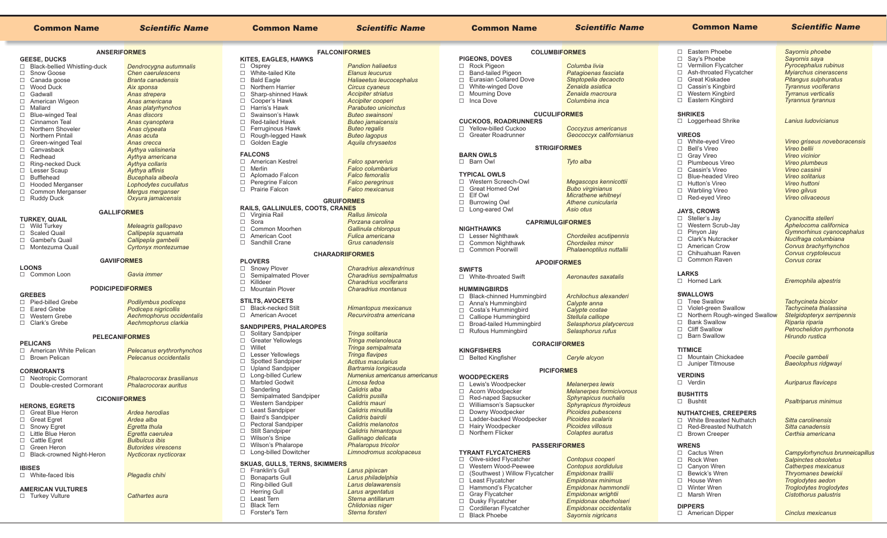| Common Name | Scientific Name |
|---|---|
| **ANSERIFORMES** | |
| **GEESE, DUCKS** | |
| ☐ Black-bellied Whistling-duck | *Dendrocygna autumnalis* |
| ☐ Snow Goose | *Chen caerulescens* |
| ☐ Canada goose | *Branta canadensis* |
| ☐ Wood Duck | *Aix sponsa* |
| ☐ Gadwall | *Anas strepera* |
| ☐ American Wigeon | *Anas americana* |
| ☐ Mallard | *Anas platyrhynchos* |
| ☐ Blue-winged Teal | *Anas discors* |
| ☐ Cinnamon Teal | *Anas cyanoptera* |
| ☐ Northern Shoveler | *Anas clypeata* |
| ☐ Northern Pintail | *Anas acuta* |
| ☐ Green-winged Teal | *Anas crecca* |
| ☐ Canvasback | *Aythya valisineria* |
| ☐ Redhead | *Aythya americana* |
| ☐ Ring-necked Duck | *Aythya collaris* |
| ☐ Lesser Scaup | *Aythya affinis* |
| ☐ Bufflehead | *Bucephala albeola* |
| ☐ Hooded Merganser | *Lophodytes cucullatus* |
| ☐ Common Merganser | *Mergus merganser* |
| ☐ Ruddy Duck | *Oxyura jamaicensis* |
| **GALLIFORMES** | |
| **TURKEY, QUAIL** | |
| ☐ Wild Turkey | *Meleagris gallopavo* |
| ☐ Scaled Quail | *Callipepla squamata* |
| ☐ Gambel's Quail | *Callipepla gambelii* |
| ☐ Montezuma Quail | *Cyrtonyx montezumae* |
| **GAVIIFORMES** | |
| **LOONS** | |
| ☐ Common Loon | *Gavia immer* |
| **PODICIPEDIFORMES** | |
| **GREBES** | |
| ☐ Pied-billed Grebe | *Podilymbus podiceps* |
| ☐ Eared Grebe | *Podiceps nigricollis* |
| ☐ Western Grebe | *Aechmophorus occidentalis* |
| ☐ Clark's Grebe | *Aechmophorus clarkia* |
| **PELECANIFORMES** | |
| **PELICANS** | |
| ☐ American White Pelican | *Pelecanus erythrorhynchos* |
| ☐ Brown Pelican | *Pelecanus occidentalis* |
| **CORMORANTS** | |
| ☐ Neotropic Cormorant | *Phalacrocorax brasilianus* |
| ☐ Double-crested Cormorant | *Phalacrocorax auritus* |
| **CICONIIFORMES** | |
| **HERONS, EGRETS** | |
| ☐ Great Blue Heron | *Ardea herodias* |
| ☐ Great Egret | *Ardea alba* |
| ☐ Snowy Egret | *Egretta thula* |
| ☐ Little Blue Heron | *Egretta caerulea* |
| ☐ Cattle Egret | *Bulbulcus ibis* |
| ☐ Green Heron | *Butorides virescens* |
| ☐ Black-crowned Night-Heron | *Nycticorax nycticorax* |
| **IBISES** | |
| ☐ White-faced Ibis | *Plegadis chihi* |
| **AMERICAN VULTURES** | |
| ☐ Turkey Vulture | *Cathartes aura* |
| **FALCONIFORMES** | |
| **KITES, EAGLES, HAWKS** | |
| ☐ Osprey | *Pandion haliaetus* |
| ☐ White-tailed Kite | *Elanus leucurus* |
| ☐ Bald Eagle | *Haliaeetus leucocephalus* |
| ☐ Northern Harrier | *Circus cyaneus* |
| ☐ Sharp-shinned Hawk | *Accipiter striatus* |
| ☐ Cooper's Hawk | *Accipiter cooperi* |
| ☐ Harris's Hawk | *Parabuteo unicinctus* |
| ☐ Swainson's Hawk | *Buteo swainsoni* |
| ☐ Red-tailed Hawk | *Buteo jamaicensis* |
| ☐ Ferruginous Hawk | *Buteo regalis* |
| ☐ Rough-legged Hawk | *Buteo lagopus* |
| ☐ Golden Eagle | *Aquila chrysaetos* |
| **FALCONS** | |
| ☐ American Kestrel | *Falco sparverius* |
| ☐ Merlin | *Falco columbarius* |
| ☐ Aplomado Falcon | *Falco femoralis* |
| ☐ Peregrine Falcon | *Falco peregrinus* |
| ☐ Prairie Falcon | *Falco mexicanus* |
| **GRUIFORMES** | |
| **RAILS, GALLINULES, COOTS, CRANES** | |
| ☐ Virginia Rail | *Rallus limicola* |
| ☐ Sora | *Porzana carolina* |
| ☐ Common Moorhen | *Gallinula chloropus* |
| ☐ American Coot | *Fulica americana* |
| ☐ Sandhill Crane | *Grus canadensis* |
| **CHARADRIIFORMES** | |
| **PLOVERS** | |
| ☐ Snowy Plover | *Charadrius alexandrinus* |
| ☐ Semipalmated Plover | *Charadrius semipalmatus* |
| ☐ Killdeer | *Charadrius vociferans* |
| ☐ Mountain Plover | *Charadrius montanus* |
| **STILTS, AVOCETS** | |
| ☐ Black-necked Stilt | *Himantopus mexicanus* |
| ☐ American Avocet | *Recurvirostra americana* |
| **SANDPIPERS, PHALAROPES** | |
| ☐ Solitary Sandpiper | *Tringa solitaria* |
| ☐ Greater Yellowlegs | *Tringa melanoleuca* |
| ☐ Willet | *Tringa semipalmata* |
| ☐ Lesser Yellowlegs | *Tringa flavipes* |
| ☐ Spotted Sandpiper | *Actitus macularius* |
| ☐ Upland Sandpiper | *Bartramia longicauda* |
| ☐ Long-billed Curlew | *Numenius americanus americanus* |
| ☐ Marbled Godwit | *Limosa fedoa* |
| ☐ Sanderling | *Calidris alba* |
| ☐ Semipalmated Sandpiper | *Calidris pusilla* |
| ☐ Western Sandpiper | *Calidris mauri* |
| ☐ Least Sandpiper | *Calidris minutilla* |
| ☐ Baird's Sandpiper | *Calidris bairdii* |
| ☐ Pectoral Sandpiper | *Calidris melanotos* |
| ☐ Stilt Sandpiper | *Calidris himantopus* |
| ☐ Wilson's Snipe | *Gallinago delicata* |
| ☐ Wilson's Phalarope | *Phalaropus tricolor* |
| ☐ Long-billed Dowitcher | *Limnodromus scolopaceus* |
| **SKUAS, GULLS, TERNS, SKIMMERS** | |
| ☐ Franklin's Gull | *Larus pipixcan* |
| ☐ Bonaparts Gull | *Larus philadelphia* |
| ☐ Ring-billed Gull | *Larus delawarensis* |
| ☐ Herring Gull | *Larus argentatus* |
| ☐ Least Tern | *Sterna antillarum* |
| ☐ Black Tern | *Chlidonias niger* |
| ☐ Forster's Tern | *Sterna forsteri* |
| **COLUMBIFORMES** | |
| **PIGEONS, DOVES** | |
| ☐ Rock Pigeon | *Columba livia* |
| ☐ Band-tailed Pigeon | *Patagioenas fasciata* |
| ☐ Eurasian Collared Dove | *Steptopelia decaocto* |
| ☐ White-winged Dove | *Zenaida asiatica* |
| ☐ Mourning Dove | *Zenaida macroura* |
| ☐ Inca Dove | *Columbina inca* |
| **CUCULIFORMES** | |
| **CUCKOOS, ROADRUNNERS** | |
| ☐ Yellow-billed Cuckoo | *Coccyzus americanus* |
| ☐ Greater Roadrunner | *Geococcyx californianus* |
| **STRIGIFORMES** | |
| **BARN OWLS** | |
| ☐ Barn Owl | *Tyto alba* |
| **TYPICAL OWLS** | |
| ☐ Western Screech-Owl | *Megascops kennicottii* |
| ☐ Great Horned Owl | *Bubo virginianus* |
| ☐ Elf Owl | *Micrathene whitneyi* |
| ☐ Burrowing Owl | *Athene cunicularia* |
| ☐ Long-eared Owl | *Asio otus* |
| **CAPRIMULGIFORMES** | |
| **NIGHTHAWKS** | |
| ☐ Lesser Nighthawk | *Chordeiles acutipennis* |
| ☐ Common Nighthawk | *Chordeiles minor* |
| ☐ Common Poorwill | *Phalaenoptilus nuttallii* |
| **APODIFORMES** | |
| **SWIFTS** | |
| ☐ White-throated Swift | *Aeronautes saxatalis* |
| **HUMMINGBIRDS** | |
| ☐ Black-chinned Hummingbird | *Archilochus alexanderi* |
| ☐ Anna's Hummingbird | *Calypte anna* |
| ☐ Costa's Hummingbird | *Calypte costae* |
| ☐ Calliope Hummingbird | *Stellula calliope* |
| ☐ Broad-tailed Hummingbird | *Selasphorus platycercus* |
| ☐ Rufous Hummingbird | *Selasphorus rufus* |
| **CORACIIFORMES** | |
| **KINGFISHERS** | |
| ☐ Belted Kingfisher | *Ceryle alcyon* |
| **PICIFORMES** | |
| **WOODPECKERS** | |
| ☐ Lewis's Woodpecker | *Melanerpes lewis* |
| ☐ Acorn Woodpecker | *Melanerpes formicivorous* |
| ☐ Red-naped Sapsucker | *Sphyrapicus nuchalis* |
| ☐ Williamson's Sapsucker | *Sphyrapicus thyroideus* |
| ☐ Downy Woodpecker | *Picoides pubescens* |
| ☐ Ladder-backed Woodpecker | *Picoides scalaris* |
| ☐ Hairy Woodpecker | *Picoides villosus* |
| ☐ Northern Flicker | *Colaptes auratus* |
| **PASSERIFORMES** | |
| **TYRANT FLYCATCHERS** | |
| ☐ Olive-sided Flycatcher | *Contopus cooperi* |
| ☐ Western Wood-Peewee | *Contopus sordidulus* |
| ☐ (Southwest ) Willow Flycatcher | *Empidonax traillii* |
| ☐ Least Flycatcher | *Empidonax minimus* |
| ☐ Hammond's Flycatcher | *Empidonax hammondii* |
| ☐ Gray Flycatcher | *Empidonax wrightii* |
| ☐ Dusky Flycatcher | *Empidonax oberholseri* |
| ☐ Cordilleran Flycatcher | *Empidonax occidentalis* |
| ☐ Black Phoebe | *Sayornis nigricans* |
| ☐ Eastern Phoebe | *Sayornis phoebe* |
| ☐ Say's Phoebe | *Sayornis saya* |
| ☐ Vermilion Flycatcher | *Pyrocephalus rubinus* |
| ☐ Ash-throated Flycatcher | *Myiarchus cinerascens* |
| ☐ Great Kiskadee | *Pitangus sulphuratus* |
| ☐ Cassin's Kingbird | *Tyrannus vociferans* |
| ☐ Western Kingbird | *Tyrannus verticalis* |
| ☐ Eastern Kingbird | *Tyrannus tyrannus* |
| **SHRIKES** | |
| ☐ Loggerhead Shrike | *Lanius ludovicianus* |
| **VIREOS** | |
| ☐ White-eyed Vireo | *Vireo griseus noveboracensis* |
| ☐ Bell's Vireo | *Vireo bellii* |
| ☐ Gray Vireo | *Vireo vicinior* |
| ☐ Plumbeous Vireo | *Vireo plumbeus* |
| ☐ Cassin's Vireo | *Vireo cassinii* |
| ☐ Blue-headed Vireo | *Vireo solitarius* |
| ☐ Hutton's Vireo | *Vireo huttoni* |
| ☐ Warbling Vireo | *Vireo gilvus* |
| ☐ Red-eyed Vireo | *Vireo olivaceous* |
| **JAYS, CROWS** | |
| ☐ Steller's Jay | *Cyanocitta stelleri* |
| ☐ Western Scrub-Jay | *Aphelocoma californica* |
| ☐ Pinyon Jay | *Gymnorhinus cyanocephalus* |
| ☐ Clark's Nutcracker | *Nucifraga columbiana* |
| ☐ American Crow | *Corvus brachyrhynchos* |
| ☐ Chihuahuan Raven | *Corvus cryptoleucus* |
| ☐ Common Raven | *Corvus corax* |
| **LARKS** | |
| ☐ Horned Lark | *Eremophila alpestris* |
| **SWALLOWS** | |
| ☐ Tree Swallow | *Tachycineta bicolor* |
| ☐ Violet-green Swallow | *Tachycineta thalassina* |
| ☐ Northern Rough-winged Swallow | *Stelgidopteryx serripennis* |
| ☐ Bank Swallow | *Riparia riparia* |
| ☐ Cliff Swallow | *Petrochelidon pyrrhonota* |
| ☐ Barn Swallow | *Hirundo rustica* |
| **TITMICE** | |
| ☐ Mountain Chickadee | *Poecile gambeli* |
| ☐ Juniper Titmouse | *Baeolophus ridgwayi* |
| **VERDINS** | |
| ☐ Verdin | *Auriparus flaviceps* |
| **BUSHTITS** | |
| ☐ Bushtit | *Psaltriparus minimus* |
| **NUTHATCHES, CREEPERS** | |
| ☐ White Breasted Nuthatch | *Sitta carolinensis* |
| ☐ Red-Breasted Nuthatch | *Sitta canadensis* |
| ☐ Brown Creeper | *Certhia americana* |
| **WRENS** | |
| ☐ Cactus Wren | *Campylorhynchus brunneicapillus* |
| ☐ Rock Wren | *Salpinctes obsoletus* |
| ☐ Canyon Wren | *Catherpes mexicanus* |
| ☐ Bewick's Wren | *Thryomanes bewickii* |
| ☐ House Wren | *Troglodytes aedon* |
| ☐ Winter Wren | *Troglodytes troglodytes* |
| ☐ Marsh Wren | *Cistothorus palustris* |
| **DIPPERS** | |
| ☐ American Dipper | *Cinclus mexicanus* |